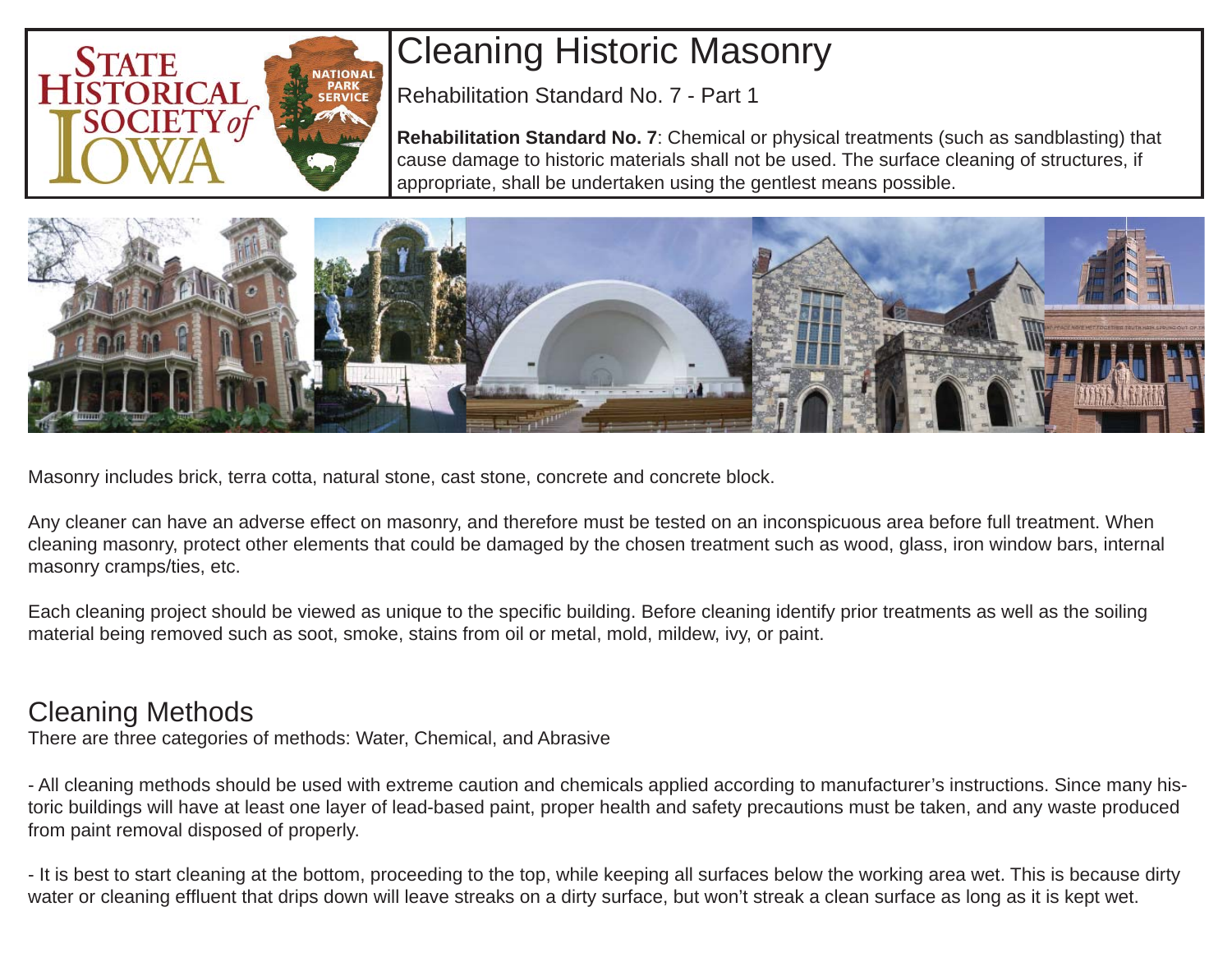# Cleaning Historic Masonry

Rehabilitation Standard No. 7 - Part 1

**Rehabilitation Standard No. 7**: Chemical or physical treatments (such as sandblasting) that cause damage to historic materials shall not be used. The surface cleaning of structures, if appropriate, shall be undertaken using the gentlest means possible.

Masonry includes brick, terra cotta, natural stone, cast stone, concrete and concrete block.

Any cleaner can have an adverse effect on masonry, and therefore must be tested on an inconspicuous area before full treatment. When cleaning masonry, protect other elements that could be damaged by the chosen treatment such as wood, glass, iron window bars, internal masonry cramps/ties, etc.

Each cleaning project should be viewed as unique to the specific building. Before cleaning identify prior treatments as well as the soiling material being removed such as soot, smoke, stains from oil or metal, mold, mildew, ivy, or paint.

## Cleaning Methods

There are three categories of methods: Water, Chemical, and Abrasive

- All cleaning methods should be used with extreme caution and chemicals applied according to manufacturer's instructions. Since many historic buildings will have at least one layer of lead-based paint, proper health and safety precautions must be taken, and any waste produced from paint removal disposed of properly.

- It is best to start cleaning at the bottom, proceeding to the top, while keeping all surfaces below the working area wet. This is because dirty water or cleaning effluent that drips down will leave streaks on a dirty surface, but won't streak a clean surface as long as it is kept wet.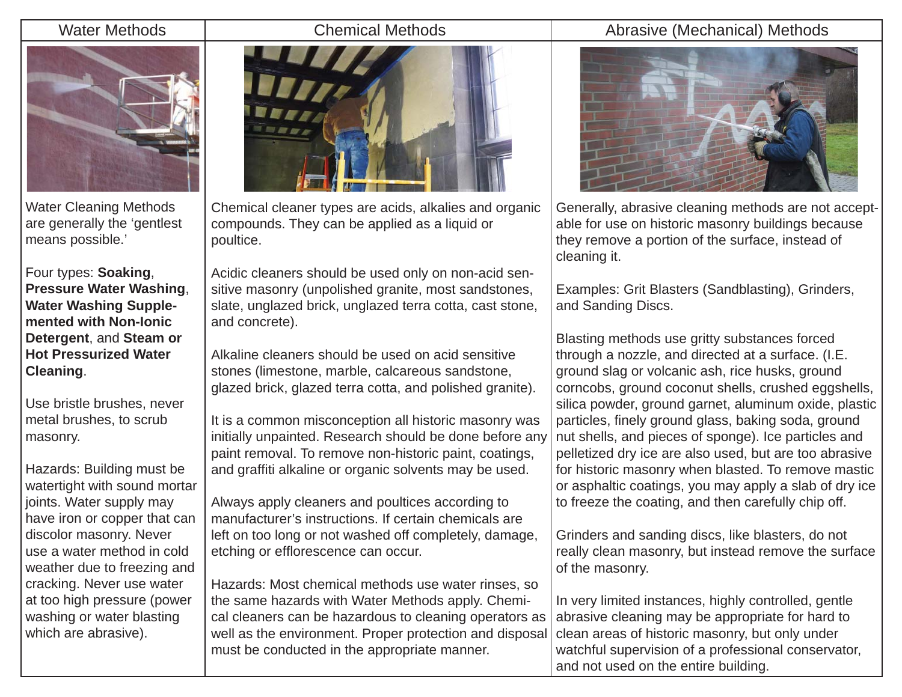| Water Methods | Chemical Methods | Abrasive (Mechanical) Methods |
|---|---|---|
| Water Cleaning Methods are generally the 'gentlest means possible.'<br><br>Four types: **Soaking**, **Pressure Water Washing**, **Water Washing Supplemented with Non-Ionic Detergent**, and **Steam or Hot Pressurized Water Cleaning**.<br><br>Use bristle brushes, never metal brushes, to scrub masonry.<br><br>Hazards: Building must be watertight with sound mortar joints. Water supply may have iron or copper that can discolor masonry. Never use a water method in cold weather due to freezing and cracking. Never use water at too high pressure (power washing or water blasting which are abrasive). | Chemical cleaner types are acids, alkalies and organic compounds. They can be applied as a liquid or poultice.<br><br>Acidic cleaners should be used only on non-acid sensitive masonry (unpolished granite, most sandstones, slate, unglazed brick, unglazed terra cotta, cast stone, and concrete).<br><br>Alkaline cleaners should be used on acid sensitive stones (limestone, marble, calcareous sandstone, glazed brick, glazed terra cotta, and polished granite).<br><br>It is a common misconception all historic masonry was initially unpainted. Research should be done before any paint removal. To remove non-historic paint, coatings, and graffiti alkaline or organic solvents may be used.<br><br>Always apply cleaners and poultices according to manufacturer's instructions. If certain chemicals are left on too long or not washed off completely, damage, etching or efflorescence can occur.<br><br>Hazards: Most chemical methods use water rinses, so the same hazards with Water Methods apply. Chemical cleaners can be hazardous to cleaning operators as well as the environment. Proper protection and disposal must be conducted in the appropriate manner. | Generally, abrasive cleaning methods are not acceptable for use on historic masonry buildings because they remove a portion of the surface, instead of cleaning it.<br><br>Examples: Grit Blasters (Sandblasting), Grinders, and Sanding Discs.<br><br>Blasting methods use gritty substances forced through a nozzle, and directed at a surface. (I.E. ground slag or volcanic ash, rice husks, ground corncobs, ground coconut shells, crushed eggshells, silica powder, ground garnet, aluminum oxide, plastic particles, finely ground glass, baking soda, ground nut shells, and pieces of sponge). Ice particles and pelletized dry ice are also used, but are too abrasive for historic masonry when blasted. To remove mastic or asphaltic coatings, you may apply a slab of dry ice to freeze the coating, and then carefully chip off.<br><br>Grinders and sanding discs, like blasters, do not really clean masonry, but instead remove the surface of the masonry.<br><br>In very limited instances, highly controlled, gentle abrasive cleaning may be appropriate for hard to clean areas of historic masonry, but only under watchful supervision of a professional conservator, and not used on the entire building. |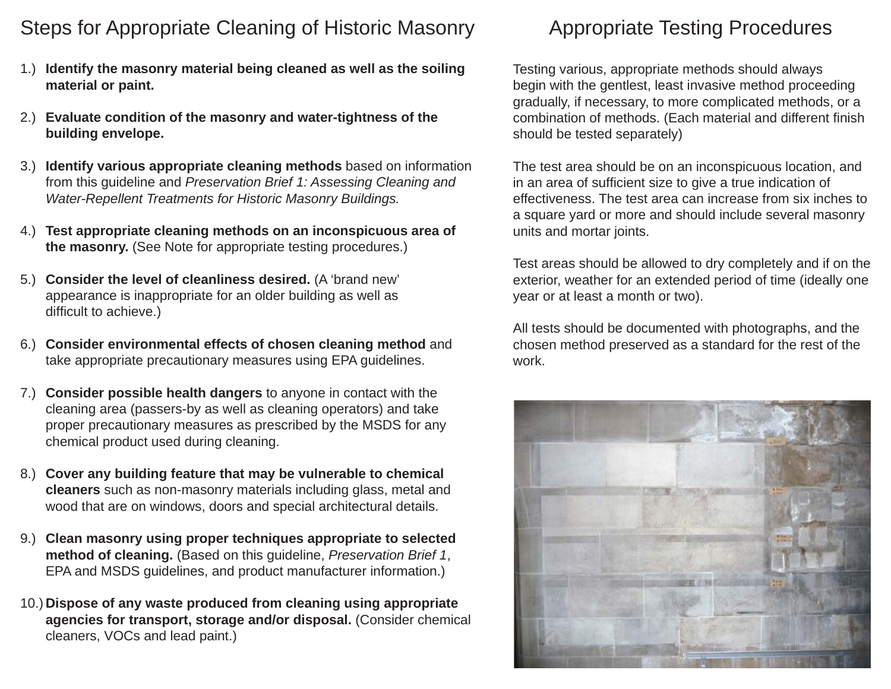## Steps for Appropriate Cleaning of Historic Masonry

1.) **Identify the masonry material being cleaned as well as the soiling material or paint.**

2.) **Evaluate condition of the masonry and water-tightness of the building envelope.**

3.) **Identify various appropriate cleaning methods** based on information from this guideline and *Preservation Brief 1: Assessing Cleaning and Water-Repellent Treatments for Historic Masonry Buildings.*

4.) **Test appropriate cleaning methods on an inconspicuous area of the masonry.** (See Note for appropriate testing procedures.)

5.) **Consider the level of cleanliness desired.** (A 'brand new' appearance is inappropriate for an older building as well as difficult to achieve.)

6.) **Consider environmental effects of chosen cleaning method** and take appropriate precautionary measures using EPA guidelines.

7.) **Consider possible health dangers** to anyone in contact with the cleaning area (passers-by as well as cleaning operators) and take proper precautionary measures as prescribed by the MSDS for any chemical product used during cleaning.

8.) **Cover any building feature that may be vulnerable to chemical cleaners** such as non-masonry materials including glass, metal and wood that are on windows, doors and special architectural details.

9.) **Clean masonry using proper techniques appropriate to selected method of cleaning.** (Based on this guideline, *Preservation Brief 1*, EPA and MSDS guidelines, and product manufacturer information.)

10.) **Dispose of any waste produced from cleaning using appropriate agencies for transport, storage and/or disposal.** (Consider chemical cleaners, VOCs and lead paint.)

## Appropriate Testing Procedures

Testing various, appropriate methods should always begin with the gentlest, least invasive method proceeding gradually, if necessary, to more complicated methods, or a combination of methods. (Each material and different finish should be tested separately)

The test area should be on an inconspicuous location, and in an area of sufficient size to give a true indication of effectiveness. The test area can increase from six inches to a square yard or more and should include several masonry units and mortar joints.

Test areas should be allowed to dry completely and if on the exterior, weather for an extended period of time (ideally one year or at least a month or two).

All tests should be documented with photographs, and the chosen method preserved as a standard for the rest of the work.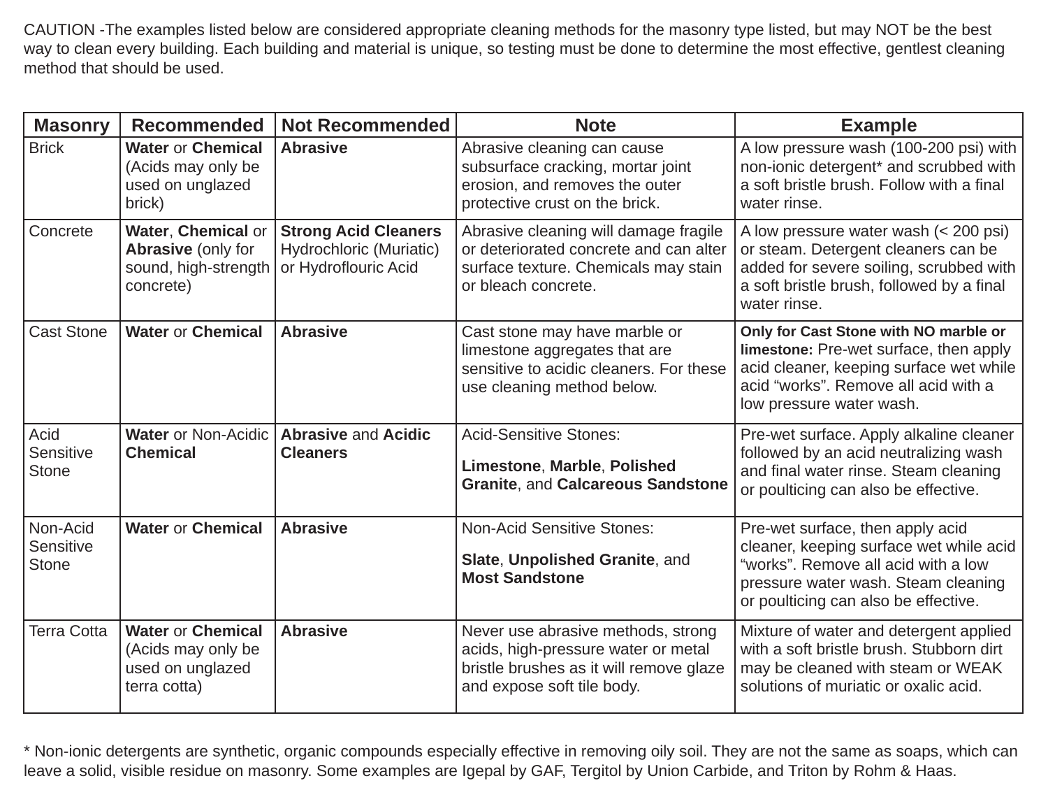CAUTION -The examples listed below are considered appropriate cleaning methods for the masonry type listed, but may NOT be the best way to clean every building. Each building and material is unique, so testing must be done to determine the most effective, gentlest cleaning method that should be used.

| Masonry | Recommended | Not Recommended | Note | Example |
|---|---|---|---|---|
| Brick | **Water** or **Chemical** (Acids may only be used on unglazed brick) | **Abrasive** | Abrasive cleaning can cause subsurface cracking, mortar joint erosion, and removes the outer protective crust on the brick. | A low pressure wash (100-200 psi) with non-ionic detergent* and scrubbed with a soft bristle brush. Follow with a final water rinse. |
| Concrete | **Water**, **Chemical** or **Abrasive** (only for sound, high-strength concrete) | **Strong Acid Cleaners** Hydrochloric (Muriatic) or Hydroflouric Acid | Abrasive cleaning will damage fragile or deteriorated concrete and can alter surface texture. Chemicals may stain or bleach concrete. | A low pressure water wash (< 200 psi) or steam. Detergent cleaners can be added for severe soiling, scrubbed with a soft bristle brush, followed by a final water rinse. |
| Cast Stone | **Water** or **Chemical** | **Abrasive** | Cast stone may have marble or limestone aggregates that are sensitive to acidic cleaners. For these use cleaning method below. | **Only for Cast Stone with NO marble or limestone:** Pre-wet surface, then apply acid cleaner, keeping surface wet while acid “works”. Remove all acid with a low pressure water wash. |
| Acid Sensitive Stone | **Water** or Non-Acidic **Chemical** | **Abrasive** and **Acidic Cleaners** | Acid-Sensitive Stones: **Limestone**, **Marble**, **Polished Granite**, and **Calcareous Sandstone** | Pre-wet surface. Apply alkaline cleaner followed by an acid neutralizing wash and final water rinse. Steam cleaning or poulticing can also be effective. |
| Non-Acid Sensitive Stone | **Water** or **Chemical** | **Abrasive** | Non-Acid Sensitive Stones: **Slate**, **Unpolished Granite**, and **Most Sandstone** | Pre-wet surface, then apply acid cleaner, keeping surface wet while acid “works”. Remove all acid with a low pressure water wash. Steam cleaning or poulticing can also be effective. |
| Terra Cotta | **Water** or **Chemical** (Acids may only be used on unglazed terra cotta) | **Abrasive** | Never use abrasive methods, strong acids, high-pressure water or metal bristle brushes as it will remove glaze and expose soft tile body. | Mixture of water and detergent applied with a soft bristle brush. Stubborn dirt may be cleaned with steam or WEAK solutions of muriatic or oxalic acid. |

* Non-ionic detergents are synthetic, organic compounds especially effective in removing oily soil. They are not the same as soaps, which can leave a solid, visible residue on masonry. Some examples are Igepal by GAF, Tergitol by Union Carbide, and Triton by Rohm & Haas.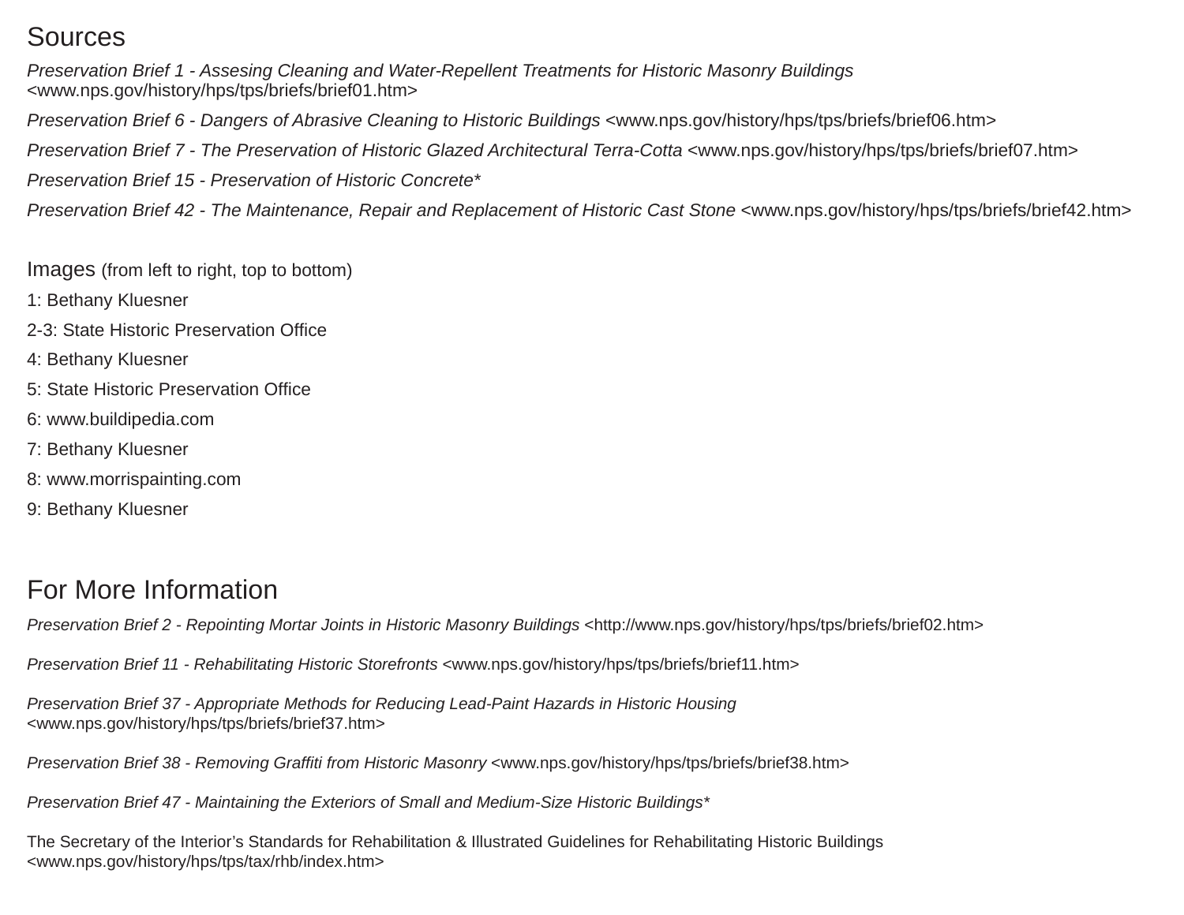## Sources

*Preservation Brief 1 - Assesing Cleaning and Water-Repellent Treatments for Historic Masonry Buildings* <www.nps.gov/history/hps/tps/briefs/brief01.htm>

*Preservation Brief 6 - Dangers of Abrasive Cleaning to Historic Buildings* <www.nps.gov/history/hps/tps/briefs/brief06.htm>

*Preservation Brief 7 - The Preservation of Historic Glazed Architectural Terra-Cotta* <www.nps.gov/history/hps/tps/briefs/brief07.htm>

*Preservation Brief 15 - Preservation of Historic Concrete**

*Preservation Brief 42 - The Maintenance, Repair and Replacement of Historic Cast Stone* <www.nps.gov/history/hps/tps/briefs/brief42.htm>

## Images (from left to right, top to bottom)

1: Bethany Kluesner

2-3: State Historic Preservation Office

4: Bethany Kluesner

5: State Historic Preservation Office

6: www.buildipedia.com

7: Bethany Kluesner

8: www.morrispainting.com

9: Bethany Kluesner

## For More Information

*Preservation Brief 2 - Repointing Mortar Joints in Historic Masonry Buildings* <http://www.nps.gov/history/hps/tps/briefs/brief02.htm>

*Preservation Brief 11 - Rehabilitating Historic Storefronts* <www.nps.gov/history/hps/tps/briefs/brief11.htm>

*Preservation Brief 37 - Appropriate Methods for Reducing Lead-Paint Hazards in Historic Housing* <www.nps.gov/history/hps/tps/briefs/brief37.htm>

*Preservation Brief 38 - Removing Graffiti from Historic Masonry* <www.nps.gov/history/hps/tps/briefs/brief38.htm>

*Preservation Brief 47 - Maintaining the Exteriors of Small and Medium-Size Historic Buildings**

The Secretary of the Interior's Standards for Rehabilitation & Illustrated Guidelines for Rehabilitating Historic Buildings <www.nps.gov/history/hps/tps/tax/rhb/index.htm>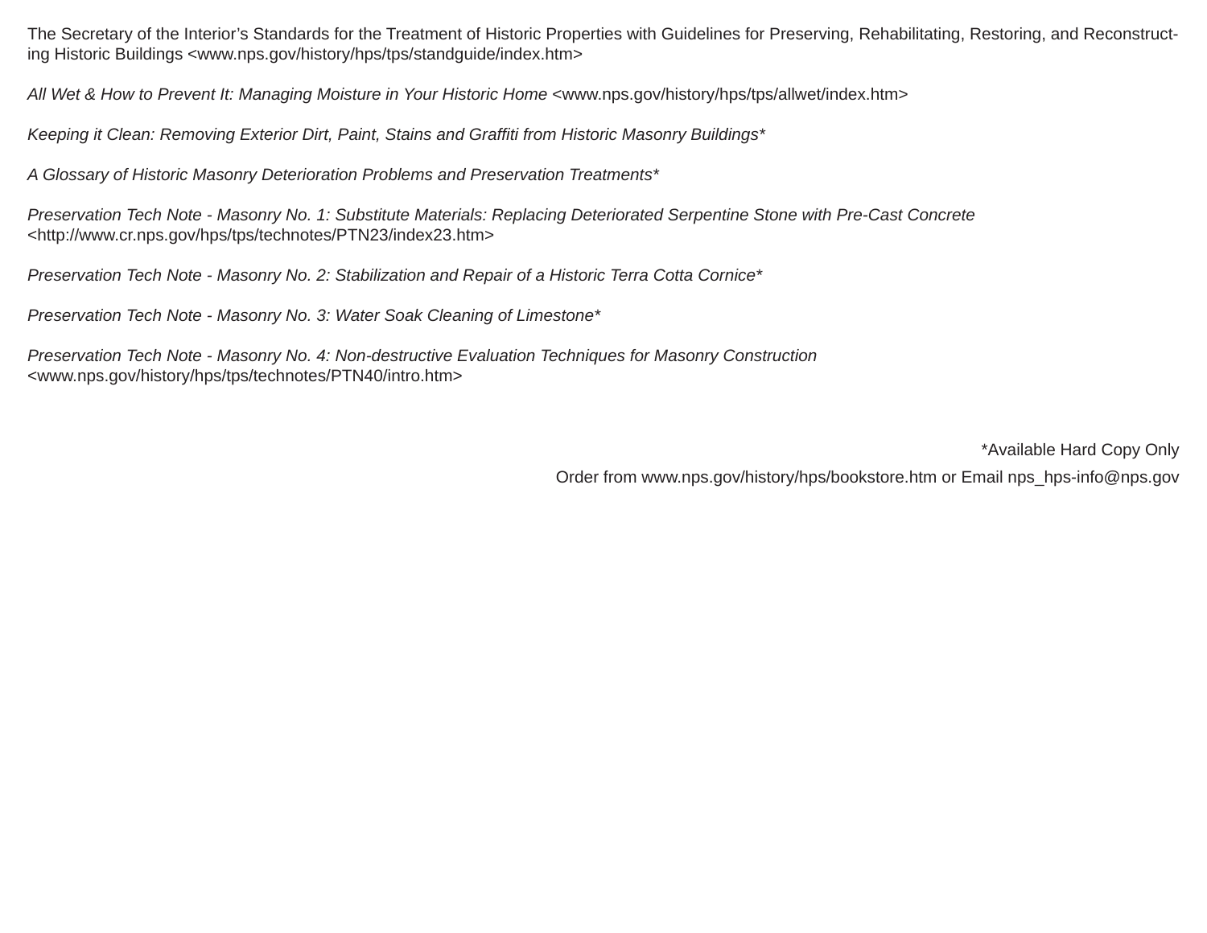The Secretary of the Interior's Standards for the Treatment of Historic Properties with Guidelines for Preserving, Rehabilitating, Restoring, and Reconstructing Historic Buildings <www.nps.gov/history/hps/tps/standguide/index.htm>

*All Wet & How to Prevent It: Managing Moisture in Your Historic Home* <www.nps.gov/history/hps/tps/allwet/index.htm>

*Keeping it Clean: Removing Exterior Dirt, Paint, Stains and Graffiti from Historic Masonry Buildings**

*A Glossary of Historic Masonry Deterioration Problems and Preservation Treatments**

*Preservation Tech Note - Masonry No. 1: Substitute Materials: Replacing Deteriorated Serpentine Stone with Pre-Cast Concrete* <http://www.cr.nps.gov/hps/tps/technotes/PTN23/index23.htm>

*Preservation Tech Note - Masonry No. 2: Stabilization and Repair of a Historic Terra Cotta Cornice**

*Preservation Tech Note - Masonry No. 3: Water Soak Cleaning of Limestone**

*Preservation Tech Note - Masonry No. 4: Non-destructive Evaluation Techniques for Masonry Construction* <www.nps.gov/history/hps/tps/technotes/PTN40/intro.htm>

*Available Hard Copy Only

Order from www.nps.gov/history/hps/bookstore.htm or Email nps_hps-info@nps.gov